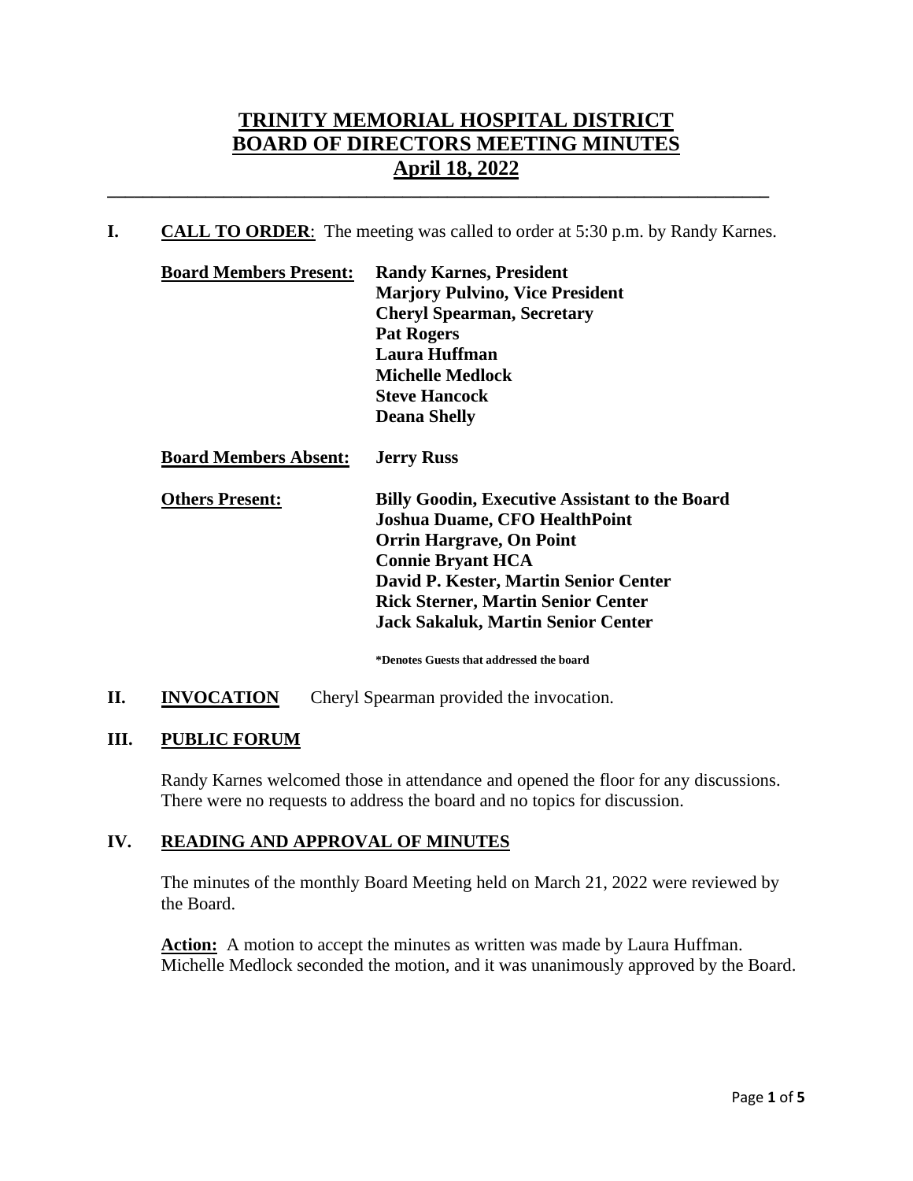# TRINITY MEMORIAL HOSPITAL DISTRICT
# BOARD OF DIRECTORS MEETING MINUTES
# April 18, 2022

---

## I. CALL TO ORDER

**CALL TO ORDER**: The meeting was called to order at 5:30 p.m. by Randy Karnes.

**Board Members Present:**
**Randy Karnes, President**
**Marjory Pulvino, Vice President**
**Cheryl Spearman, Secretary**
**Pat Rogers**
**Laura Huffman**
**Michelle Medlock**
**Steve Hancock**
**Deana Shelly**

**Board Members Absent:** **Jerry Russ**

**Others Present:**
**Billy Goodin, Executive Assistant to the Board**
**Joshua Duame, CFO HealthPoint**
**Orrin Hargrave, On Point**
**Connie Bryant HCA**
**David P. Kester, Martin Senior Center**
**Rick Sterner, Martin Senior Center**
**Jack Sakaluk, Martin Senior Center**

**\*Denotes Guests that addressed the board**

## II. INVOCATION

Cheryl Spearman provided the invocation.

## III. PUBLIC FORUM

Randy Karnes welcomed those in attendance and opened the floor for any discussions. There were no requests to address the board and no topics for discussion.

## IV. READING AND APPROVAL OF MINUTES

The minutes of the monthly Board Meeting held on March 21, 2022 were reviewed by the Board.

**Action:** A motion to accept the minutes as written was made by Laura Huffman. Michelle Medlock seconded the motion, and it was unanimously approved by the Board.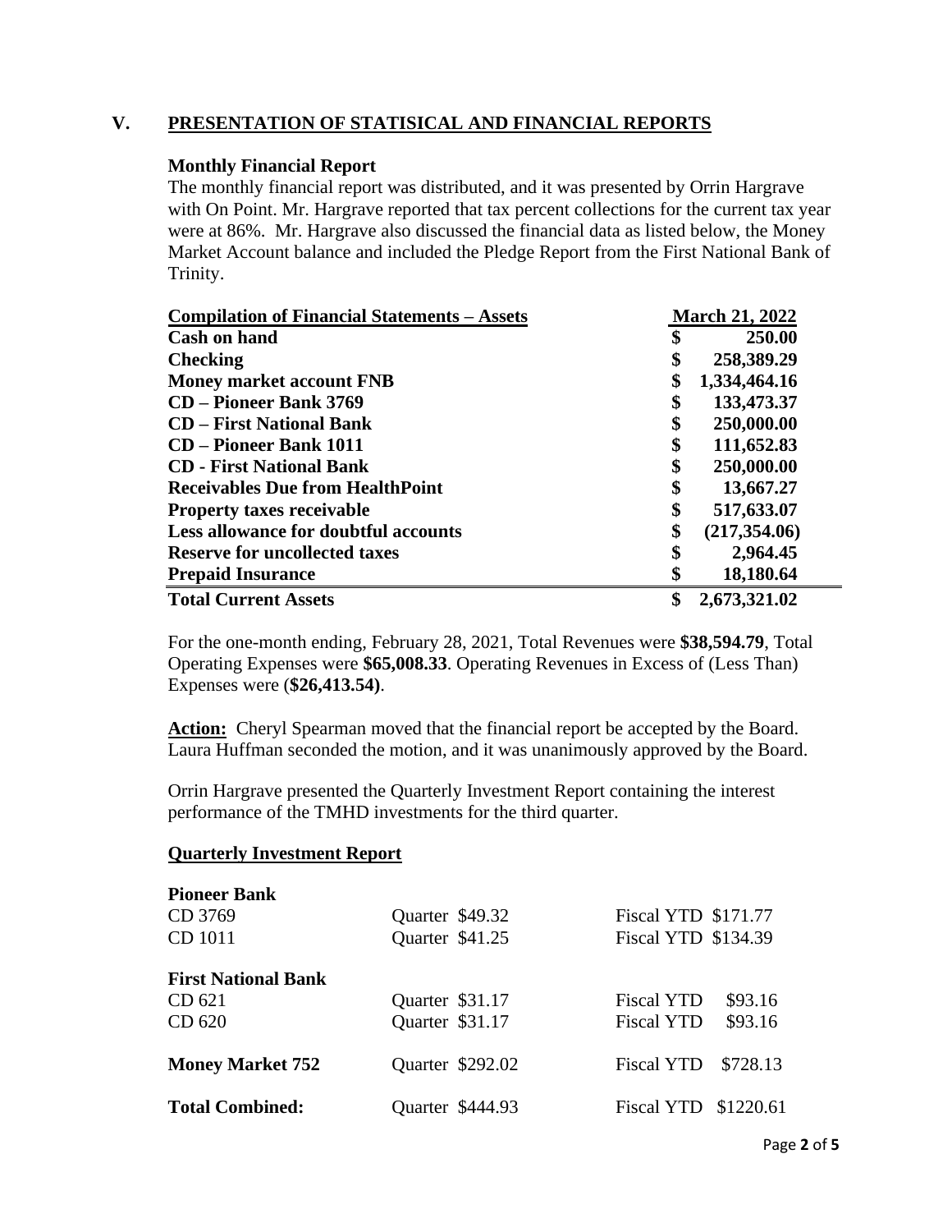## V. PRESENTATION OF STATISICAL AND FINANCIAL REPORTS

**Monthly Financial Report**

The monthly financial report was distributed, and it was presented by Orrin Hargrave with On Point. Mr. Hargrave reported that tax percent collections for the current tax year were at 86%. Mr. Hargrave also discussed the financial data as listed below, the Money Market Account balance and included the Pledge Report from the First National Bank of Trinity.

| Compilation of Financial Statements – Assets | March 21, 2022 |
|---|---|
| **Cash on hand** | **$ 250.00** |
| **Checking** | **$ 258,389.29** |
| **Money market account FNB** | **$ 1,334,464.16** |
| **CD – Pioneer Bank 3769** | **$ 133,473.37** |
| **CD – First National Bank** | **$ 250,000.00** |
| **CD – Pioneer Bank 1011** | **$ 111,652.83** |
| **CD - First National Bank** | **$ 250,000.00** |
| **Receivables Due from HealthPoint** | **$ 13,667.27** |
| **Property taxes receivable** | **$ 517,633.07** |
| **Less allowance for doubtful accounts** | **$ (217,354.06)** |
| **Reserve for uncollected taxes** | **$ 2,964.45** |
| **Prepaid Insurance** | **$ 18,180.64** |
| **Total Current Assets** | **$ 2,673,321.02** |

For the one-month ending, February 28, 2021, Total Revenues were **$38,594.79**, Total Operating Expenses were **$65,008.33**. Operating Revenues in Excess of (Less Than) Expenses were (**$26,413.54)**.

**Action:** Cheryl Spearman moved that the financial report be accepted by the Board. Laura Huffman seconded the motion, and it was unanimously approved by the Board.

Orrin Hargrave presented the Quarterly Investment Report containing the interest performance of the TMHD investments for the third quarter.

**Quarterly Investment Report**

| | Quarter | Fiscal YTD |
|---|---|---|
| **Pioneer Bank** | | |
| CD 3769 | Quarter $49.32 | Fiscal YTD $171.77 |
| CD 1011 | Quarter $41.25 | Fiscal YTD $134.39 |
| **First National Bank** | | |
| CD 621 | Quarter $31.17 | Fiscal YTD $93.16 |
| CD 620 | Quarter $31.17 | Fiscal YTD $93.16 |
| **Money Market 752** | Quarter $292.02 | Fiscal YTD $728.13 |
| **Total Combined:** | Quarter $444.93 | Fiscal YTD $1220.61 |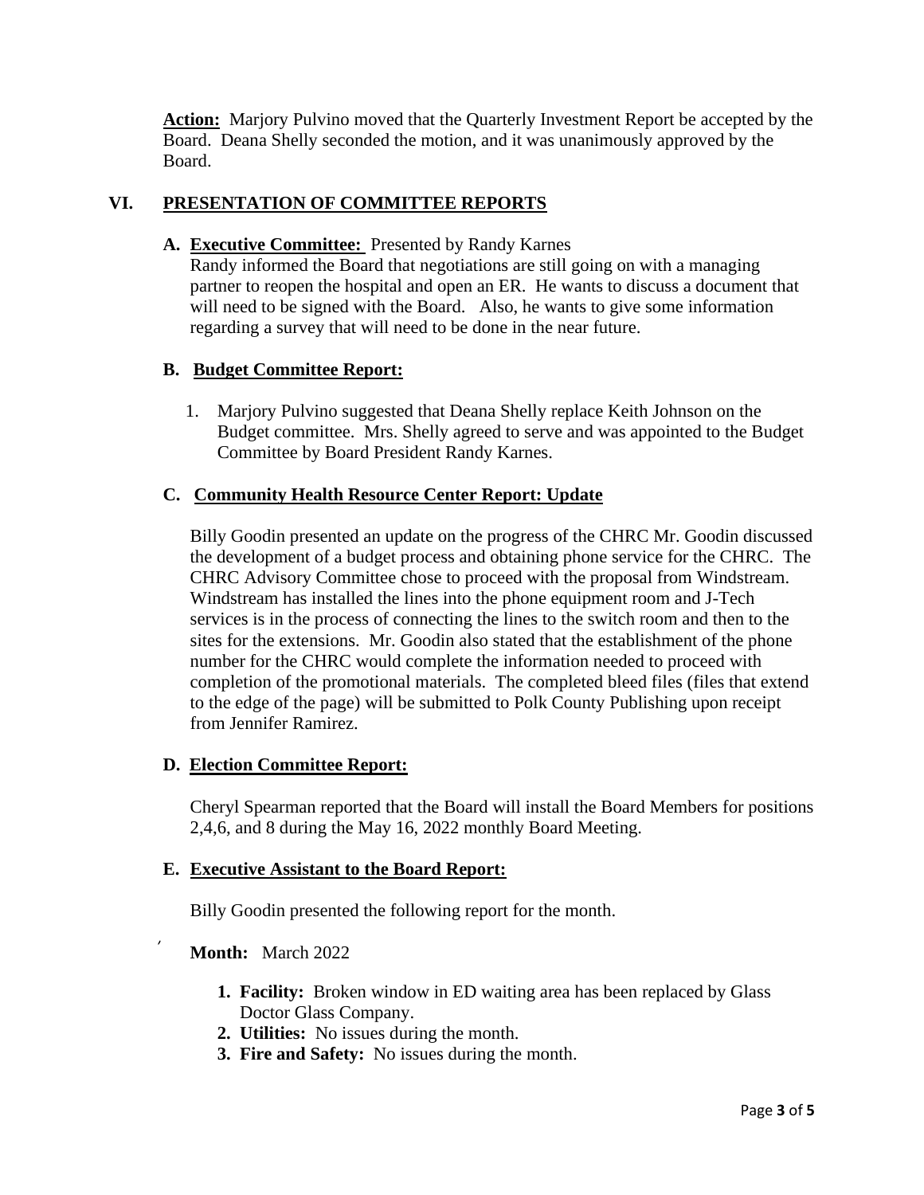**Action:** Marjory Pulvino moved that the Quarterly Investment Report be accepted by the Board. Deana Shelly seconded the motion, and it was unanimously approved by the Board.

## VI. PRESENTATION OF COMMITTEE REPORTS

### A. Executive Committee: Presented by Randy Karnes

Randy informed the Board that negotiations are still going on with a managing partner to reopen the hospital and open an ER. He wants to discuss a document that will need to be signed with the Board. Also, he wants to give some information regarding a survey that will need to be done in the near future.

### B. Budget Committee Report:

1. Marjory Pulvino suggested that Deana Shelly replace Keith Johnson on the Budget committee. Mrs. Shelly agreed to serve and was appointed to the Budget Committee by Board President Randy Karnes.

### C. Community Health Resource Center Report: Update

Billy Goodin presented an update on the progress of the CHRC Mr. Goodin discussed the development of a budget process and obtaining phone service for the CHRC. The CHRC Advisory Committee chose to proceed with the proposal from Windstream. Windstream has installed the lines into the phone equipment room and J-Tech services is in the process of connecting the lines to the switch room and then to the sites for the extensions. Mr. Goodin also stated that the establishment of the phone number for the CHRC would complete the information needed to proceed with completion of the promotional materials. The completed bleed files (files that extend to the edge of the page) will be submitted to Polk County Publishing upon receipt from Jennifer Ramirez.

### D. Election Committee Report:

Cheryl Spearman reported that the Board will install the Board Members for positions 2,4,6, and 8 during the May 16, 2022 monthly Board Meeting.

### E. Executive Assistant to the Board Report:

Billy Goodin presented the following report for the month.

**Month:** March 2022

1. **Facility:** Broken window in ED waiting area has been replaced by Glass Doctor Glass Company.
2. **Utilities:** No issues during the month.
3. **Fire and Safety:** No issues during the month.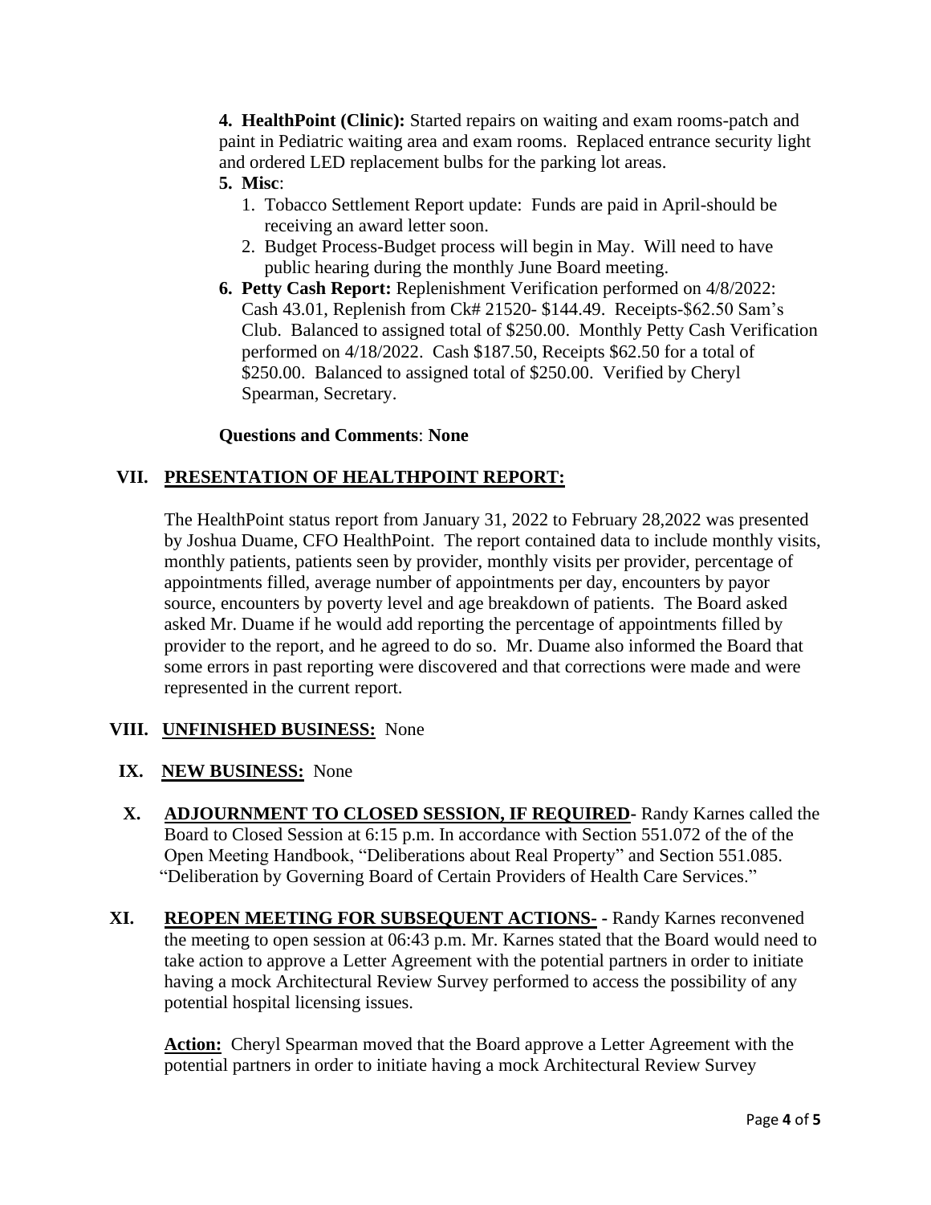4. **HealthPoint (Clinic):** Started repairs on waiting and exam rooms-patch and paint in Pediatric waiting area and exam rooms. Replaced entrance security light and ordered LED replacement bulbs for the parking lot areas.

5. **Misc**:
   1. Tobacco Settlement Report update: Funds are paid in April-should be receiving an award letter soon.
   2. Budget Process-Budget process will begin in May. Will need to have public hearing during the monthly June Board meeting.

6. **Petty Cash Report:** Replenishment Verification performed on 4/8/2022: Cash 43.01, Replenish from Ck# 21520- $144.49. Receipts-$62.50 Sam's Club. Balanced to assigned total of $250.00. Monthly Petty Cash Verification performed on 4/18/2022. Cash $187.50, Receipts $62.50 for a total of $250.00. Balanced to assigned total of $250.00. Verified by Cheryl Spearman, Secretary.

**Questions and Comments**: **None**

## VII. PRESENTATION OF HEALTHPOINT REPORT:

The HealthPoint status report from January 31, 2022 to February 28,2022 was presented by Joshua Duame, CFO HealthPoint. The report contained data to include monthly visits, monthly patients, patients seen by provider, monthly visits per provider, percentage of appointments filled, average number of appointments per day, encounters by payor source, encounters by poverty level and age breakdown of patients. The Board asked asked Mr. Duame if he would add reporting the percentage of appointments filled by provider to the report, and he agreed to do so. Mr. Duame also informed the Board that some errors in past reporting were discovered and that corrections were made and were represented in the current report.

## VIII. UNFINISHED BUSINESS: None

## IX. NEW BUSINESS: None

## X. ADJOURNMENT TO CLOSED SESSION, IF REQUIRED-

Randy Karnes called the Board to Closed Session at 6:15 p.m. In accordance with Section 551.072 of the of the Open Meeting Handbook, "Deliberations about Real Property" and Section 551.085. "Deliberation by Governing Board of Certain Providers of Health Care Services."

## XI. REOPEN MEETING FOR SUBSEQUENT ACTIONS- 

Randy Karnes reconvened the meeting to open session at 06:43 p.m. Mr. Karnes stated that the Board would need to take action to approve a Letter Agreement with the potential partners in order to initiate having a mock Architectural Review Survey performed to access the possibility of any potential hospital licensing issues.

**Action:** Cheryl Spearman moved that the Board approve a Letter Agreement with the potential partners in order to initiate having a mock Architectural Review Survey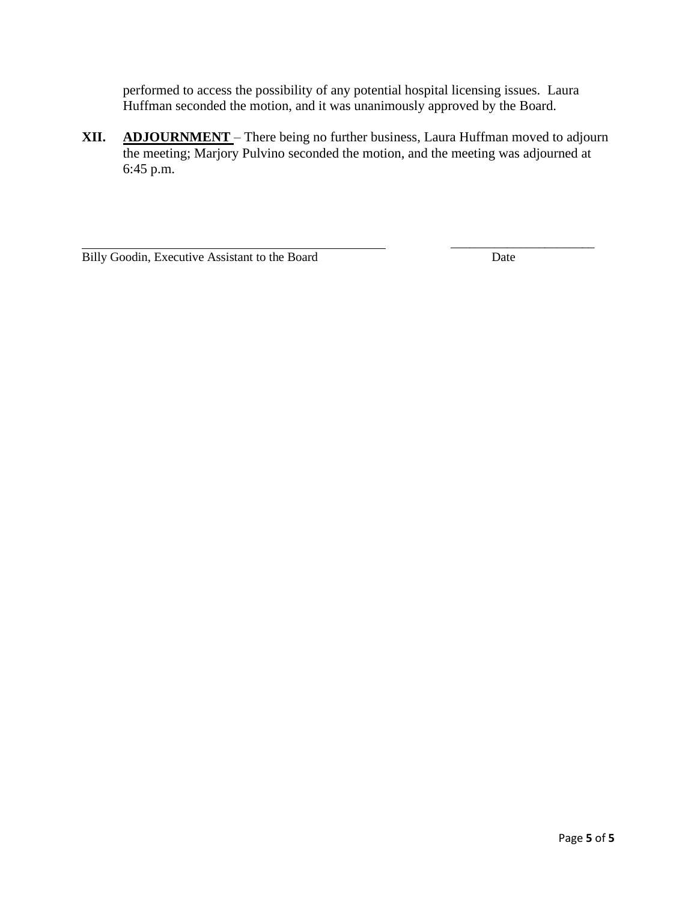performed to access the possibility of any potential hospital licensing issues. Laura Huffman seconded the motion, and it was unanimously approved by the Board.

**XII.** **ADJOURNMENT** – There being no further business, Laura Huffman moved to adjourn the meeting; Marjory Pulvino seconded the motion, and the meeting was adjourned at 6:45 p.m.

\_\_\_\_\_\_\_\_\_\_\_\_\_\_\_\_\_\_\_\_\_\_\_\_\_\_\_\_\_\_\_\_\_\_\_\_\_\_\_\_\_\_ \_\_\_\_\_\_\_\_\_\_\_\_\_\_\_\_\_\_\_\_\_\_\_

Billy Goodin, Executive Assistant to the Board Date